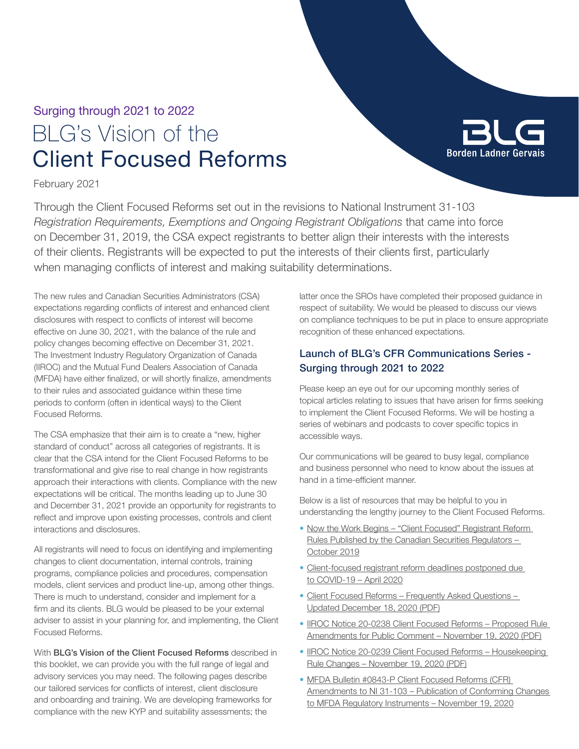Surging through 2021 to 2022

# BLG's Vision of the Client Focused Reforms

February 2021

Through the Client Focused Reforms set out in the revisions to National Instrument 31-103 *Registration Requirements, Exemptions and Ongoing Registrant Obligations* that came into force on December 31, 2019, the CSA expect registrants to better align their interests with the interests of their clients. Registrants will be expected to put the interests of their clients first, particularly when managing conflicts of interest and making suitability determinations.

The new rules and Canadian Securities Administrators (CSA) expectations regarding conflicts of interest and enhanced client disclosures with respect to conflicts of interest will become effective on June 30, 2021, with the balance of the rule and policy changes becoming effective on December 31, 2021. The Investment Industry Regulatory Organization of Canada (IIROC) and the Mutual Fund Dealers Association of Canada (MFDA) have either finalized, or will shortly finalize, amendments to their rules and associated guidance within these time periods to conform (often in identical ways) to the Client Focused Reforms.

The CSA emphasize that their aim is to create a "new, higher standard of conduct" across all categories of registrants. It is clear that the CSA intend for the Client Focused Reforms to be transformational and give rise to real change in how registrants approach their interactions with clients. Compliance with the new expectations will be critical. The months leading up to June 30 and December 31, 2021 provide an opportunity for registrants to reflect and improve upon existing processes, controls and client interactions and disclosures.

All registrants will need to focus on identifying and implementing changes to client documentation, internal controls, training programs, compliance policies and procedures, compensation models, client services and product line-up, among other things. There is much to understand, consider and implement for a firm and its clients. BLG would be pleased to be your external adviser to assist in your planning for, and implementing, the Client Focused Reforms.

With **BLG's Vision of the Client Focused Reforms** described in this booklet, we can provide you with the full range of legal and advisory services you may need. The following pages describe our tailored services for conflicts of interest, client disclosure and onboarding and training. We are developing frameworks for compliance with the new KYP and suitability assessments; the latter once the SROs have completed their proposed guidance in respect of suitability. We would be pleased to discuss our views on compliance techniques to be put in place to ensure appropriate recognition of these enhanced expectations.

## Launch of BLG's CFR Communications Series - Surging through 2021 to 2022

Please keep an eye out for our upcoming monthly series of topical articles relating to issues that have arisen for firms seeking to implement the Client Focused Reforms. We will be hosting a series of webinars and podcasts to cover specific topics in accessible ways.

Our communications will be geared to busy legal, compliance and business personnel who need to know about the issues at hand in a time-efficient manner.

Below is a list of resources that may be helpful to you in understanding the lengthy journey to the Client Focused Reforms.

- Now the Work Begins – "Client Focused" Registrant Reform Rules Published by the Canadian Securities Regulators – October 2019
- Client-focused registrant reform deadlines postponed due to COVID-19 – April 2020
- Client Focused Reforms – Frequently Asked Questions – Updated December 18, 2020 (PDF)
- IIROC Notice 20-0238 Client Focused Reforms – Proposed Rule Amendments for Public Comment – November 19, 2020 (PDF)
- IIROC Notice 20-0239 Client Focused Reforms – Housekeeping Rule Changes – November 19, 2020 (PDF)
- MFDA Bulletin #0843-P Client Focused Reforms (CFR) Amendments to NI 31-103 – Publication of Conforming Changes to MFDA Regulatory Instruments – November 19, 2020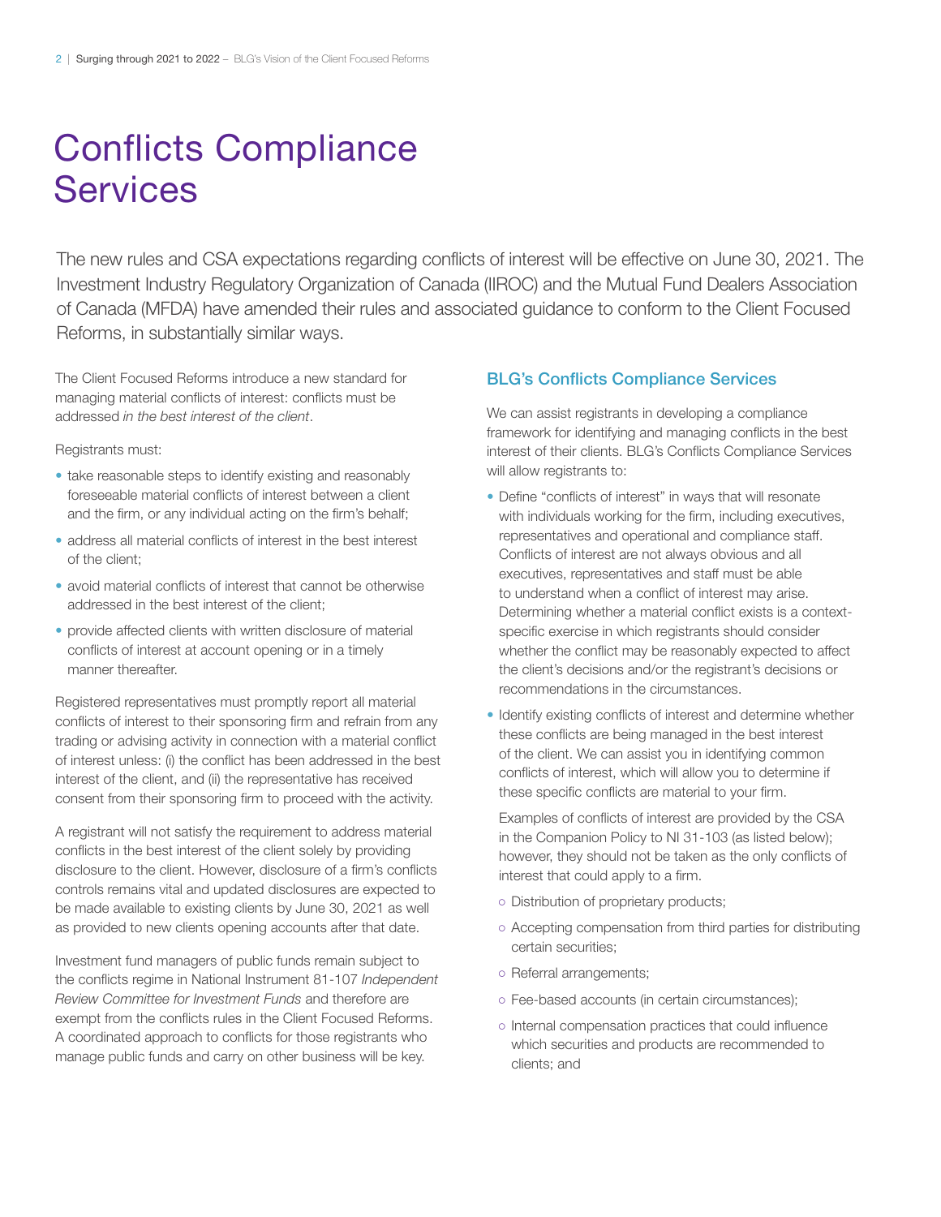# Conflicts Compliance Services

The new rules and CSA expectations regarding conflicts of interest will be effective on June 30, 2021. The Investment Industry Regulatory Organization of Canada (IIROC) and the Mutual Fund Dealers Association of Canada (MFDA) have amended their rules and associated guidance to conform to the Client Focused Reforms, in substantially similar ways.

The Client Focused Reforms introduce a new standard for managing material conflicts of interest: conflicts must be addressed *in the best interest of the client*.

Registrants must:

- take reasonable steps to identify existing and reasonably foreseeable material conflicts of interest between a client and the firm, or any individual acting on the firm's behalf;
- address all material conflicts of interest in the best interest of the client;
- avoid material conflicts of interest that cannot be otherwise addressed in the best interest of the client;
- provide affected clients with written disclosure of material conflicts of interest at account opening or in a timely manner thereafter.

Registered representatives must promptly report all material conflicts of interest to their sponsoring firm and refrain from any trading or advising activity in connection with a material conflict of interest unless: (i) the conflict has been addressed in the best interest of the client, and (ii) the representative has received consent from their sponsoring firm to proceed with the activity.

A registrant will not satisfy the requirement to address material conflicts in the best interest of the client solely by providing disclosure to the client. However, disclosure of a firm's conflicts controls remains vital and updated disclosures are expected to be made available to existing clients by June 30, 2021 as well as provided to new clients opening accounts after that date.

Investment fund managers of public funds remain subject to the conflicts regime in National Instrument 81-107 *Independent Review Committee for Investment Funds* and therefore are exempt from the conflicts rules in the Client Focused Reforms. A coordinated approach to conflicts for those registrants who manage public funds and carry on other business will be key.

### BLG's Conflicts Compliance Services

We can assist registrants in developing a compliance framework for identifying and managing conflicts in the best interest of their clients. BLG's Conflicts Compliance Services will allow registrants to:

- Define "conflicts of interest" in ways that will resonate with individuals working for the firm, including executives, representatives and operational and compliance staff. Conflicts of interest are not always obvious and all executives, representatives and staff must be able to understand when a conflict of interest may arise. Determining whether a material conflict exists is a context-specific exercise in which registrants should consider whether the conflict may be reasonably expected to affect the client's decisions and/or the registrant's decisions or recommendations in the circumstances.
- Identify existing conflicts of interest and determine whether these conflicts are being managed in the best interest of the client. We can assist you in identifying common conflicts of interest, which will allow you to determine if these specific conflicts are material to your firm.

  Examples of conflicts of interest are provided by the CSA in the Companion Policy to NI 31-103 (as listed below); however, they should not be taken as the only conflicts of interest that could apply to a firm.

  - Distribution of proprietary products;
  - Accepting compensation from third parties for distributing certain securities;
  - Referral arrangements;
  - Fee-based accounts (in certain circumstances);
  - Internal compensation practices that could influence which securities and products are recommended to clients; and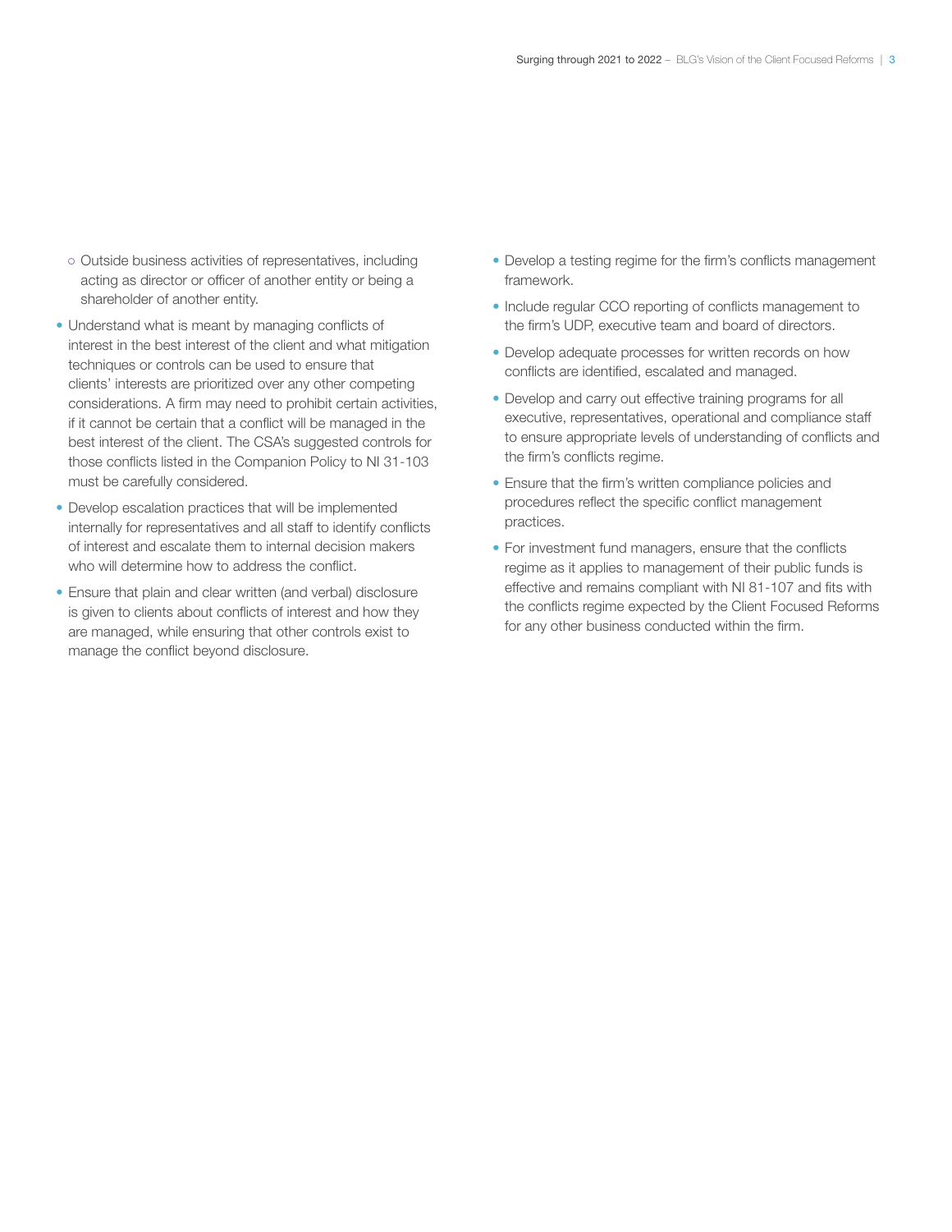- Outside business activities of representatives, including acting as director or officer of another entity or being a shareholder of another entity.
- Understand what is meant by managing conflicts of interest in the best interest of the client and what mitigation techniques or controls can be used to ensure that clients' interests are prioritized over any other competing considerations. A firm may need to prohibit certain activities, if it cannot be certain that a conflict will be managed in the best interest of the client. The CSA's suggested controls for those conflicts listed in the Companion Policy to NI 31-103 must be carefully considered.
- Develop escalation practices that will be implemented internally for representatives and all staff to identify conflicts of interest and escalate them to internal decision makers who will determine how to address the conflict.
- Ensure that plain and clear written (and verbal) disclosure is given to clients about conflicts of interest and how they are managed, while ensuring that other controls exist to manage the conflict beyond disclosure.
- Develop a testing regime for the firm's conflicts management framework.
- Include regular CCO reporting of conflicts management to the firm's UDP, executive team and board of directors.
- Develop adequate processes for written records on how conflicts are identified, escalated and managed.
- Develop and carry out effective training programs for all executive, representatives, operational and compliance staff to ensure appropriate levels of understanding of conflicts and the firm's conflicts regime.
- Ensure that the firm's written compliance policies and procedures reflect the specific conflict management practices.
- For investment fund managers, ensure that the conflicts regime as it applies to management of their public funds is effective and remains compliant with NI 81-107 and fits with the conflicts regime expected by the Client Focused Reforms for any other business conducted within the firm.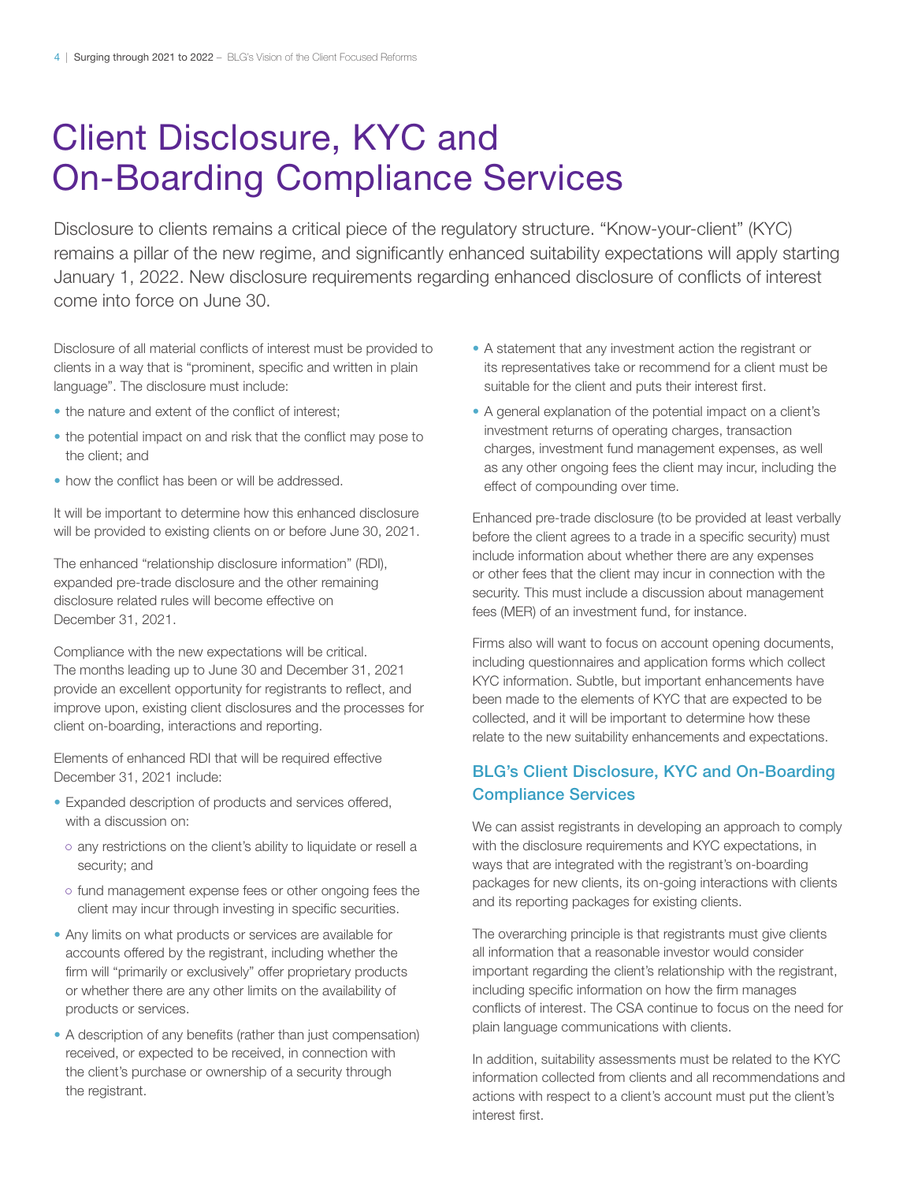# Client Disclosure, KYC and On-Boarding Compliance Services

Disclosure to clients remains a critical piece of the regulatory structure. "Know-your-client" (KYC) remains a pillar of the new regime, and significantly enhanced suitability expectations will apply starting January 1, 2022. New disclosure requirements regarding enhanced disclosure of conflicts of interest come into force on June 30.

Disclosure of all material conflicts of interest must be provided to clients in a way that is "prominent, specific and written in plain language". The disclosure must include:

- the nature and extent of the conflict of interest;
- the potential impact on and risk that the conflict may pose to the client; and
- how the conflict has been or will be addressed.

It will be important to determine how this enhanced disclosure will be provided to existing clients on or before June 30, 2021.

The enhanced "relationship disclosure information" (RDI), expanded pre-trade disclosure and the other remaining disclosure related rules will become effective on December 31, 2021.

Compliance with the new expectations will be critical. The months leading up to June 30 and December 31, 2021 provide an excellent opportunity for registrants to reflect, and improve upon, existing client disclosures and the processes for client on-boarding, interactions and reporting.

Elements of enhanced RDI that will be required effective December 31, 2021 include:

- Expanded description of products and services offered, with a discussion on:
  - any restrictions on the client's ability to liquidate or resell a security; and
  - fund management expense fees or other ongoing fees the client may incur through investing in specific securities.
- Any limits on what products or services are available for accounts offered by the registrant, including whether the firm will "primarily or exclusively" offer proprietary products or whether there are any other limits on the availability of products or services.
- A description of any benefits (rather than just compensation) received, or expected to be received, in connection with the client's purchase or ownership of a security through the registrant.
- A statement that any investment action the registrant or its representatives take or recommend for a client must be suitable for the client and puts their interest first.
- A general explanation of the potential impact on a client's investment returns of operating charges, transaction charges, investment fund management expenses, as well as any other ongoing fees the client may incur, including the effect of compounding over time.

Enhanced pre-trade disclosure (to be provided at least verbally before the client agrees to a trade in a specific security) must include information about whether there are any expenses or other fees that the client may incur in connection with the security. This must include a discussion about management fees (MER) of an investment fund, for instance.

Firms also will want to focus on account opening documents, including questionnaires and application forms which collect KYC information. Subtle, but important enhancements have been made to the elements of KYC that are expected to be collected, and it will be important to determine how these relate to the new suitability enhancements and expectations.

## BLG's Client Disclosure, KYC and On-Boarding Compliance Services

We can assist registrants in developing an approach to comply with the disclosure requirements and KYC expectations, in ways that are integrated with the registrant's on-boarding packages for new clients, its on-going interactions with clients and its reporting packages for existing clients.

The overarching principle is that registrants must give clients all information that a reasonable investor would consider important regarding the client's relationship with the registrant, including specific information on how the firm manages conflicts of interest. The CSA continue to focus on the need for plain language communications with clients.

In addition, suitability assessments must be related to the KYC information collected from clients and all recommendations and actions with respect to a client's account must put the client's interest first.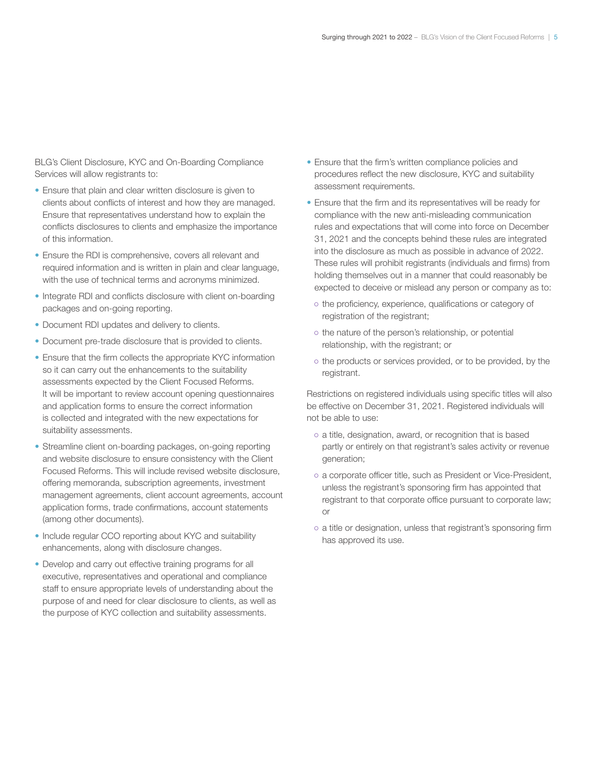BLG's Client Disclosure, KYC and On-Boarding Compliance Services will allow registrants to:

- Ensure that plain and clear written disclosure is given to clients about conflicts of interest and how they are managed. Ensure that representatives understand how to explain the conflicts disclosures to clients and emphasize the importance of this information.
- Ensure the RDI is comprehensive, covers all relevant and required information and is written in plain and clear language, with the use of technical terms and acronyms minimized.
- Integrate RDI and conflicts disclosure with client on-boarding packages and on-going reporting.
- Document RDI updates and delivery to clients.
- Document pre-trade disclosure that is provided to clients.
- Ensure that the firm collects the appropriate KYC information so it can carry out the enhancements to the suitability assessments expected by the Client Focused Reforms. It will be important to review account opening questionnaires and application forms to ensure the correct information is collected and integrated with the new expectations for suitability assessments.
- Streamline client on-boarding packages, on-going reporting and website disclosure to ensure consistency with the Client Focused Reforms. This will include revised website disclosure, offering memoranda, subscription agreements, investment management agreements, client account agreements, account application forms, trade confirmations, account statements (among other documents).
- Include regular CCO reporting about KYC and suitability enhancements, along with disclosure changes.
- Develop and carry out effective training programs for all executive, representatives and operational and compliance staff to ensure appropriate levels of understanding about the purpose of and need for clear disclosure to clients, as well as the purpose of KYC collection and suitability assessments.
- Ensure that the firm's written compliance policies and procedures reflect the new disclosure, KYC and suitability assessment requirements.
- Ensure that the firm and its representatives will be ready for compliance with the new anti-misleading communication rules and expectations that will come into force on December 31, 2021 and the concepts behind these rules are integrated into the disclosure as much as possible in advance of 2022. These rules will prohibit registrants (individuals and firms) from holding themselves out in a manner that could reasonably be expected to deceive or mislead any person or company as to:
  - the proficiency, experience, qualifications or category of registration of the registrant;
  - the nature of the person's relationship, or potential relationship, with the registrant; or
  - the products or services provided, or to be provided, by the registrant.

Restrictions on registered individuals using specific titles will also be effective on December 31, 2021. Registered individuals will not be able to use:

- a title, designation, award, or recognition that is based partly or entirely on that registrant's sales activity or revenue generation;
- a corporate officer title, such as President or Vice-President, unless the registrant's sponsoring firm has appointed that registrant to that corporate office pursuant to corporate law; or
- a title or designation, unless that registrant's sponsoring firm has approved its use.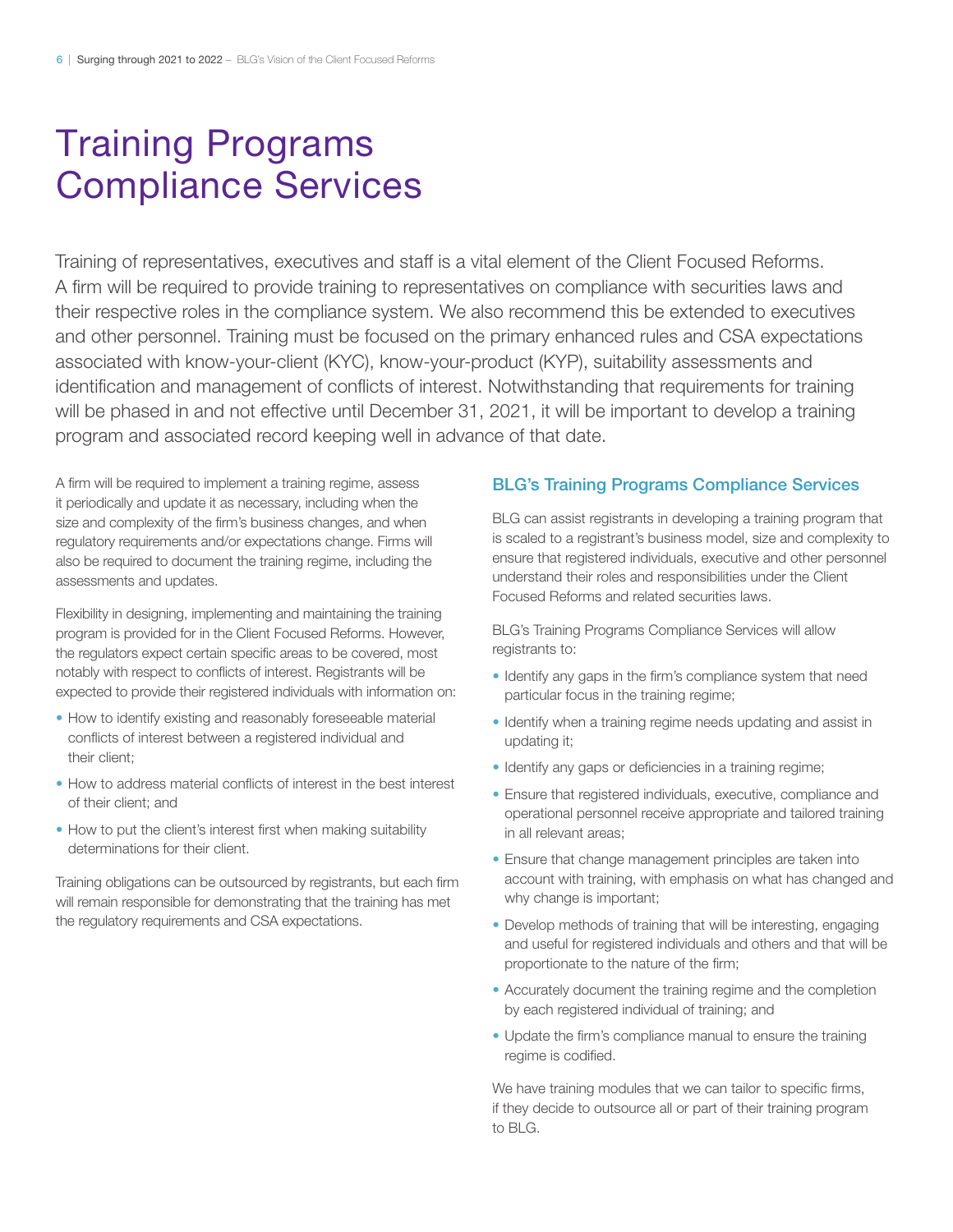# Training Programs Compliance Services

Training of representatives, executives and staff is a vital element of the Client Focused Reforms. A firm will be required to provide training to representatives on compliance with securities laws and their respective roles in the compliance system. We also recommend this be extended to executives and other personnel. Training must be focused on the primary enhanced rules and CSA expectations associated with know-your-client (KYC), know-your-product (KYP), suitability assessments and identification and management of conflicts of interest. Notwithstanding that requirements for training will be phased in and not effective until December 31, 2021, it will be important to develop a training program and associated record keeping well in advance of that date.

A firm will be required to implement a training regime, assess it periodically and update it as necessary, including when the size and complexity of the firm's business changes, and when regulatory requirements and/or expectations change. Firms will also be required to document the training regime, including the assessments and updates.

Flexibility in designing, implementing and maintaining the training program is provided for in the Client Focused Reforms. However, the regulators expect certain specific areas to be covered, most notably with respect to conflicts of interest. Registrants will be expected to provide their registered individuals with information on:

- How to identify existing and reasonably foreseeable material conflicts of interest between a registered individual and their client;
- How to address material conflicts of interest in the best interest of their client; and
- How to put the client's interest first when making suitability determinations for their client.

Training obligations can be outsourced by registrants, but each firm will remain responsible for demonstrating that the training has met the regulatory requirements and CSA expectations.

## BLG's Training Programs Compliance Services

BLG can assist registrants in developing a training program that is scaled to a registrant's business model, size and complexity to ensure that registered individuals, executive and other personnel understand their roles and responsibilities under the Client Focused Reforms and related securities laws.

BLG's Training Programs Compliance Services will allow registrants to:

- Identify any gaps in the firm's compliance system that need particular focus in the training regime;
- Identify when a training regime needs updating and assist in updating it;
- Identify any gaps or deficiencies in a training regime;
- Ensure that registered individuals, executive, compliance and operational personnel receive appropriate and tailored training in all relevant areas;
- Ensure that change management principles are taken into account with training, with emphasis on what has changed and why change is important;
- Develop methods of training that will be interesting, engaging and useful for registered individuals and others and that will be proportionate to the nature of the firm;
- Accurately document the training regime and the completion by each registered individual of training; and
- Update the firm's compliance manual to ensure the training regime is codified.

We have training modules that we can tailor to specific firms, if they decide to outsource all or part of their training program to BLG.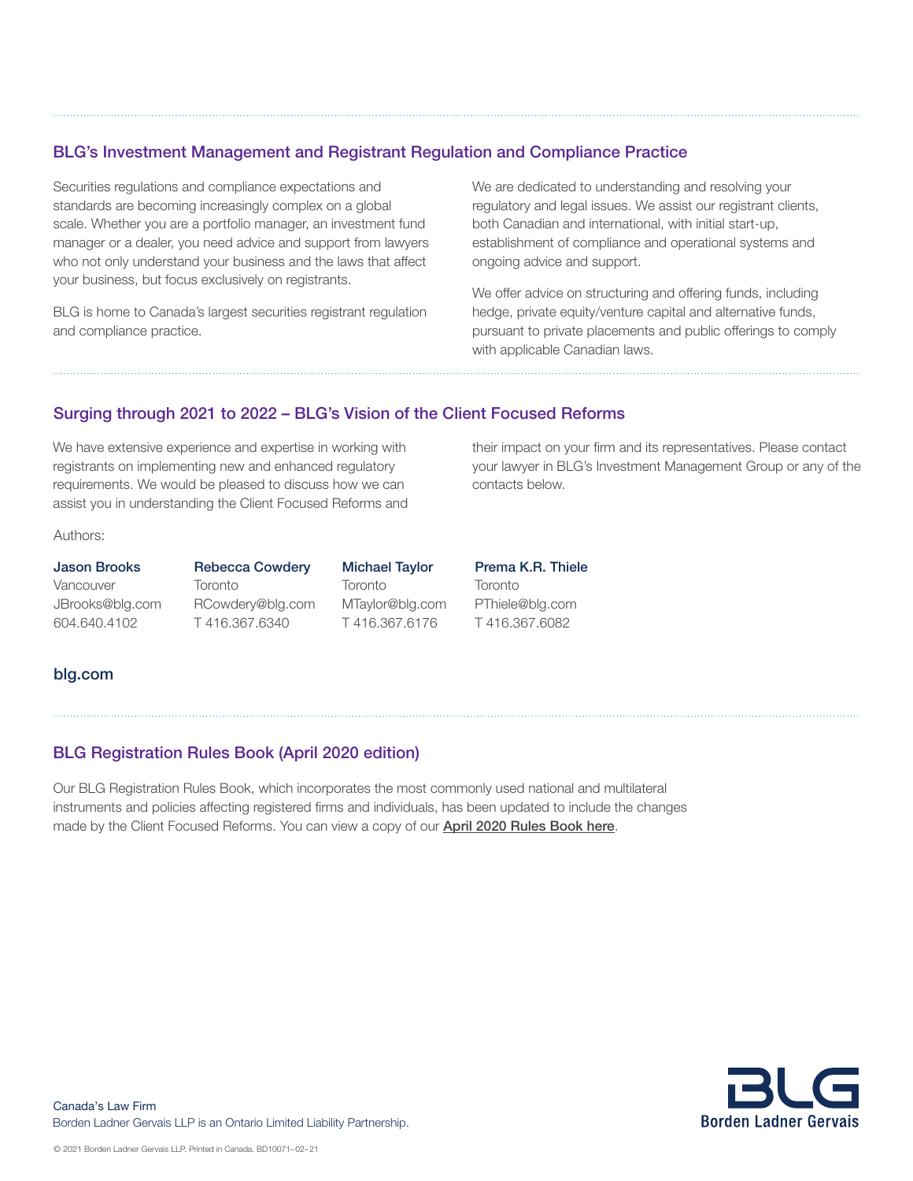## BLG's Investment Management and Registrant Regulation and Compliance Practice

Securities regulations and compliance expectations and standards are becoming increasingly complex on a global scale. Whether you are a portfolio manager, an investment fund manager or a dealer, you need advice and support from lawyers who not only understand your business and the laws that affect your business, but focus exclusively on registrants.

BLG is home to Canada's largest securities registrant regulation and compliance practice.

We are dedicated to understanding and resolving your regulatory and legal issues. We assist our registrant clients, both Canadian and international, with initial start-up, establishment of compliance and operational systems and ongoing advice and support.

We offer advice on structuring and offering funds, including hedge, private equity/venture capital and alternative funds, pursuant to private placements and public offerings to comply with applicable Canadian laws.

## Surging through 2021 to 2022 – BLG's Vision of the Client Focused Reforms

We have extensive experience and expertise in working with registrants on implementing new and enhanced regulatory requirements. We would be pleased to discuss how we can assist you in understanding the Client Focused Reforms and their impact on your firm and its representatives. Please contact your lawyer in BLG's Investment Management Group or any of the contacts below.

Authors:

**Jason Brooks**
Vancouver
JBrooks@blg.com
604.640.4102

**Rebecca Cowdery**
Toronto
RCowdery@blg.com
T 416.367.6340

**Michael Taylor**
Toronto
MTaylor@blg.com
T 416.367.6176

**Prema K.R. Thiele**
Toronto
PThiele@blg.com
T 416.367.6082

**blg.com**

## BLG Registration Rules Book (April 2020 edition)

Our BLG Registration Rules Book, which incorporates the most commonly used national and multilateral instruments and policies affecting registered firms and individuals, has been updated to include the changes made by the Client Focused Reforms. You can view a copy of our April 2020 Rules Book here.

Canada's Law Firm
Borden Ladner Gervais LLP is an Ontario Limited Liability Partnership.

BLG Borden Ladner Gervais

© 2021 Borden Ladner Gervais LLP. Printed in Canada. BD10071–02–21